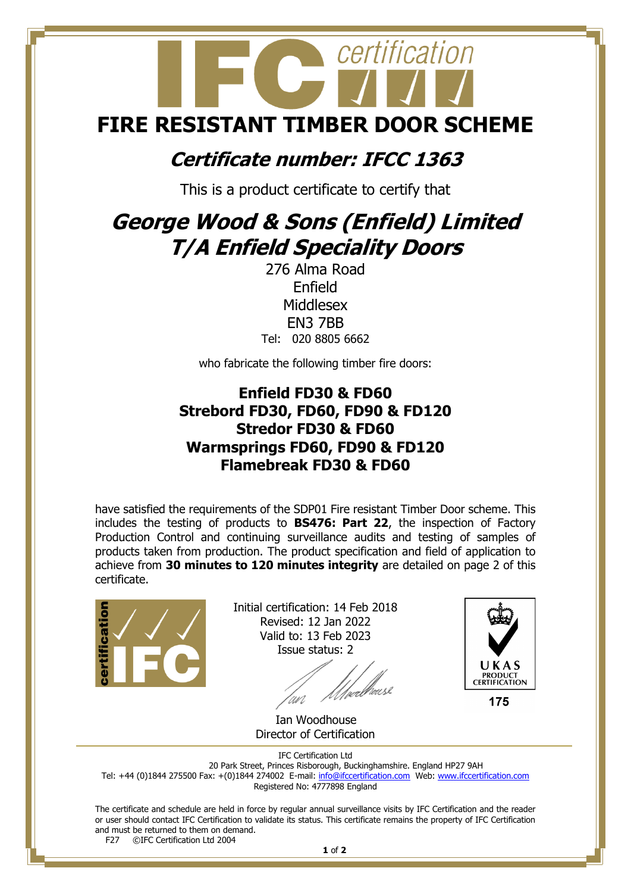# FIRE RESISTANT TIMBER DOOR SCHEME

## *Certificate number: IFCC 1363*

This is a product certificate to certify that

## *George Wood & Sons (Enfield) Limited T/A Enfield Speciality Doors*

276 Alma Road
Enfield
Middlesex
EN3 7BB
Tel: 020 8805 6662

who fabricate the following timber fire doors:

**Enfield FD30 & FD60**
**Strebord FD30, FD60, FD90 & FD120**
**Stredor FD30 & FD60**
**Warmsprings FD60, FD90 & FD120**
**Flamebreak FD30 & FD60**

have satisfied the requirements of the SDP01 Fire resistant Timber Door scheme. This includes the testing of products to **BS476: Part 22**, the inspection of Factory Production Control and continuing surveillance audits and testing of samples of products taken from production. The product specification and field of application to achieve from **30 minutes to 120 minutes integrity** are detailed on page 2 of this certificate.

Initial certification: 14 Feb 2018
Revised: 12 Jan 2022
Valid to: 13 Feb 2023
Issue status: 2

Ian Woodhouse
Director of Certification

UKAS PRODUCT CERTIFICATION
175

IFC Certification Ltd
20 Park Street, Princes Risborough, Buckinghamshire. England HP27 9AH
Tel: +44 (0)1844 275500 Fax: +(0)1844 274002 E-mail: info@ifccertification.com Web: www.ifccertification.com
Registered No: 4777898 England

The certificate and schedule are held in force by regular annual surveillance visits by IFC Certification and the reader or user should contact IFC Certification to validate its status. This certificate remains the property of IFC Certification and must be returned to them on demand.

F27 ©IFC Certification Ltd 2004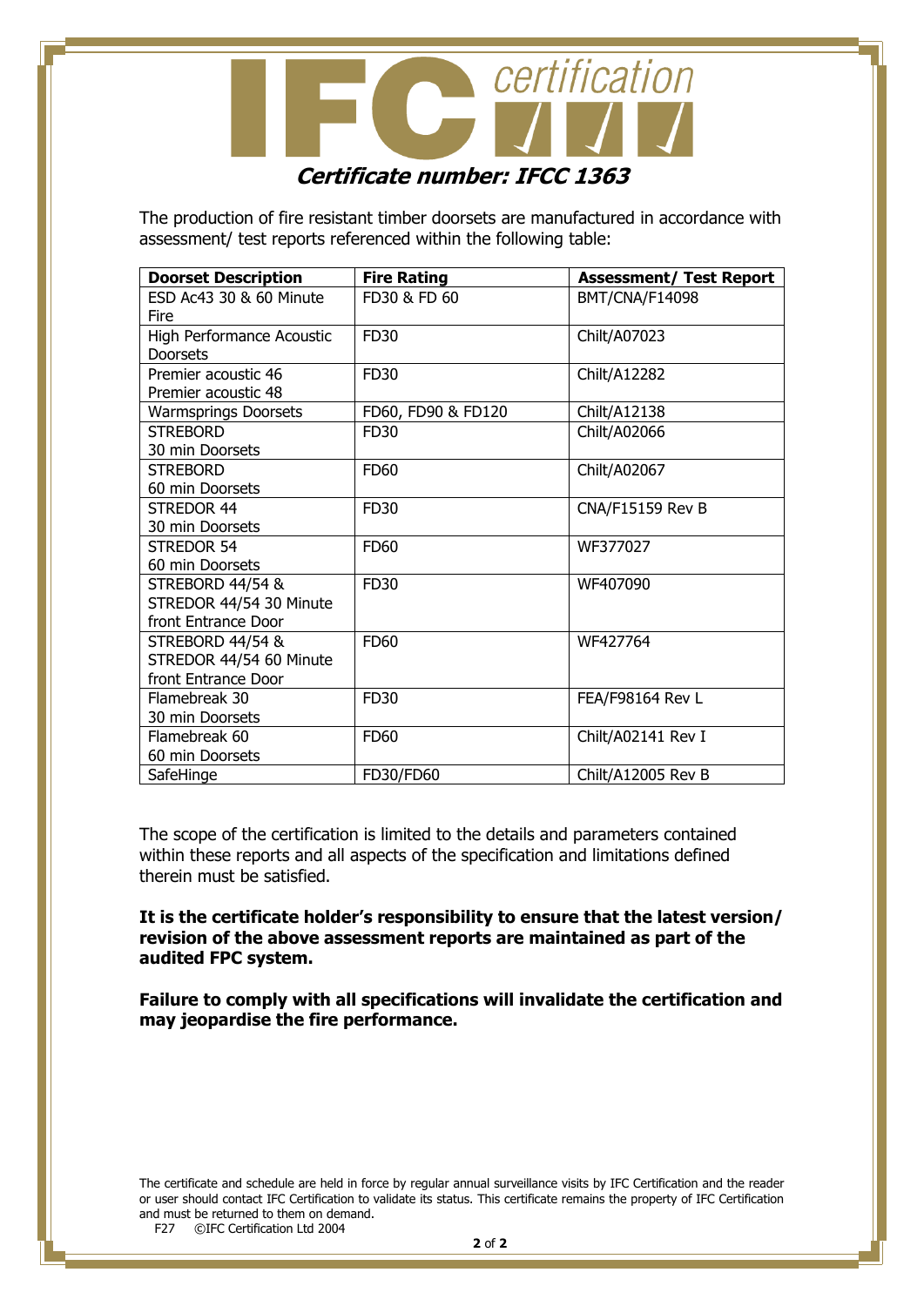**Certificate number: IFCC 1363**

The production of fire resistant timber doorsets are manufactured in accordance with assessment/ test reports referenced within the following table:

| Doorset Description | Fire Rating | Assessment/ Test Report |
|---|---|---|
| ESD Ac43 30 & 60 Minute Fire | FD30 & FD 60 | BMT/CNA/F14098 |
| High Performance Acoustic Doorsets | FD30 | Chilt/A07023 |
| Premier acoustic 46 Premier acoustic 48 | FD30 | Chilt/A12282 |
| Warmsprings Doorsets | FD60, FD90 & FD120 | Chilt/A12138 |
| STREBORD 30 min Doorsets | FD30 | Chilt/A02066 |
| STREBORD 60 min Doorsets | FD60 | Chilt/A02067 |
| STREDOR 44 30 min Doorsets | FD30 | CNA/F15159 Rev B |
| STREDOR 54 60 min Doorsets | FD60 | WF377027 |
| STREBORD 44/54 & STREDOR 44/54 30 Minute front Entrance Door | FD30 | WF407090 |
| STREBORD 44/54 & STREDOR 44/54 60 Minute front Entrance Door | FD60 | WF427764 |
| Flamebreak 30 30 min Doorsets | FD30 | FEA/F98164 Rev L |
| Flamebreak 60 60 min Doorsets | FD60 | Chilt/A02141 Rev I |
| SafeHinge | FD30/FD60 | Chilt/A12005 Rev B |

The scope of the certification is limited to the details and parameters contained within these reports and all aspects of the specification and limitations defined therein must be satisfied.

**It is the certificate holder's responsibility to ensure that the latest version/ revision of the above assessment reports are maintained as part of the audited FPC system.**

**Failure to comply with all specifications will invalidate the certification and may jeopardise the fire performance.**

The certificate and schedule are held in force by regular annual surveillance visits by IFC Certification and the reader or user should contact IFC Certification to validate its status. This certificate remains the property of IFC Certification and must be returned to them on demand.

F27 ©IFC Certification Ltd 2004